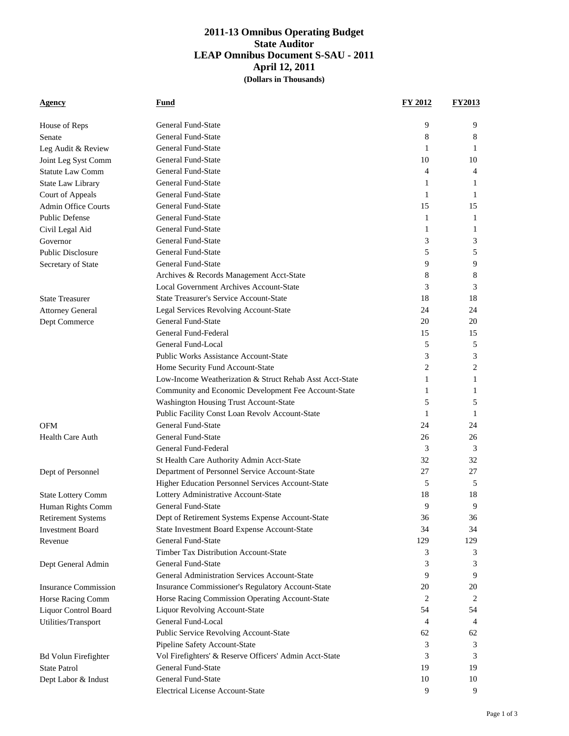# 2011-13 Omnibus Operating Budget
## State Auditor
## LEAP Omnibus Document S-SAU - 2011
## April 12, 2011
### (Dollars in Thousands)

| Agency | Fund | FY 2012 | FY2013 |
|---|---|---|---|
| House of Reps | General Fund-State | 9 | 9 |
| Senate | General Fund-State | 8 | 8 |
| Leg Audit & Review | General Fund-State | 1 | 1 |
| Joint Leg Syst Comm | General Fund-State | 10 | 10 |
| Statute Law Comm | General Fund-State | 4 | 4 |
| State Law Library | General Fund-State | 1 | 1 |
| Court of Appeals | General Fund-State | 1 | 1 |
| Admin Office Courts | General Fund-State | 15 | 15 |
| Public Defense | General Fund-State | 1 | 1 |
| Civil Legal Aid | General Fund-State | 1 | 1 |
| Governor | General Fund-State | 3 | 3 |
| Public Disclosure | General Fund-State | 5 | 5 |
| Secretary of State | General Fund-State | 9 | 9 |
| | Archives & Records Management Acct-State | 8 | 8 |
| | Local Government Archives Account-State | 3 | 3 |
| State Treasurer | State Treasurer's Service Account-State | 18 | 18 |
| Attorney General | Legal Services Revolving Account-State | 24 | 24 |
| Dept Commerce | General Fund-State | 20 | 20 |
| | General Fund-Federal | 15 | 15 |
| | General Fund-Local | 5 | 5 |
| | Public Works Assistance Account-State | 3 | 3 |
| | Home Security Fund Account-State | 2 | 2 |
| | Low-Income Weatherization & Struct Rehab Asst Acct-State | 1 | 1 |
| | Community and Economic Development Fee Account-State | 1 | 1 |
| | Washington Housing Trust Account-State | 5 | 5 |
| | Public Facility Const Loan Revolv Account-State | 1 | 1 |
| OFM | General Fund-State | 24 | 24 |
| Health Care Auth | General Fund-State | 26 | 26 |
| | General Fund-Federal | 3 | 3 |
| | St Health Care Authority Admin Acct-State | 32 | 32 |
| Dept of Personnel | Department of Personnel Service Account-State | 27 | 27 |
| | Higher Education Personnel Services Account-State | 5 | 5 |
| State Lottery Comm | Lottery Administrative Account-State | 18 | 18 |
| Human Rights Comm | General Fund-State | 9 | 9 |
| Retirement Systems | Dept of Retirement Systems Expense Account-State | 36 | 36 |
| Investment Board | State Investment Board Expense Account-State | 34 | 34 |
| Revenue | General Fund-State | 129 | 129 |
| | Timber Tax Distribution Account-State | 3 | 3 |
| Dept General Admin | General Fund-State | 3 | 3 |
| | General Administration Services Account-State | 9 | 9 |
| Insurance Commission | Insurance Commissioner's Regulatory Account-State | 20 | 20 |
| Horse Racing Comm | Horse Racing Commission Operating Account-State | 2 | 2 |
| Liquor Control Board | Liquor Revolving Account-State | 54 | 54 |
| Utilities/Transport | General Fund-Local | 4 | 4 |
| | Public Service Revolving Account-State | 62 | 62 |
| | Pipeline Safety Account-State | 3 | 3 |
| Bd Volun Firefighter | Vol Firefighters' & Reserve Officers' Admin Acct-State | 3 | 3 |
| State Patrol | General Fund-State | 19 | 19 |
| Dept Labor & Indust | General Fund-State | 10 | 10 |
| | Electrical License Account-State | 9 | 9 |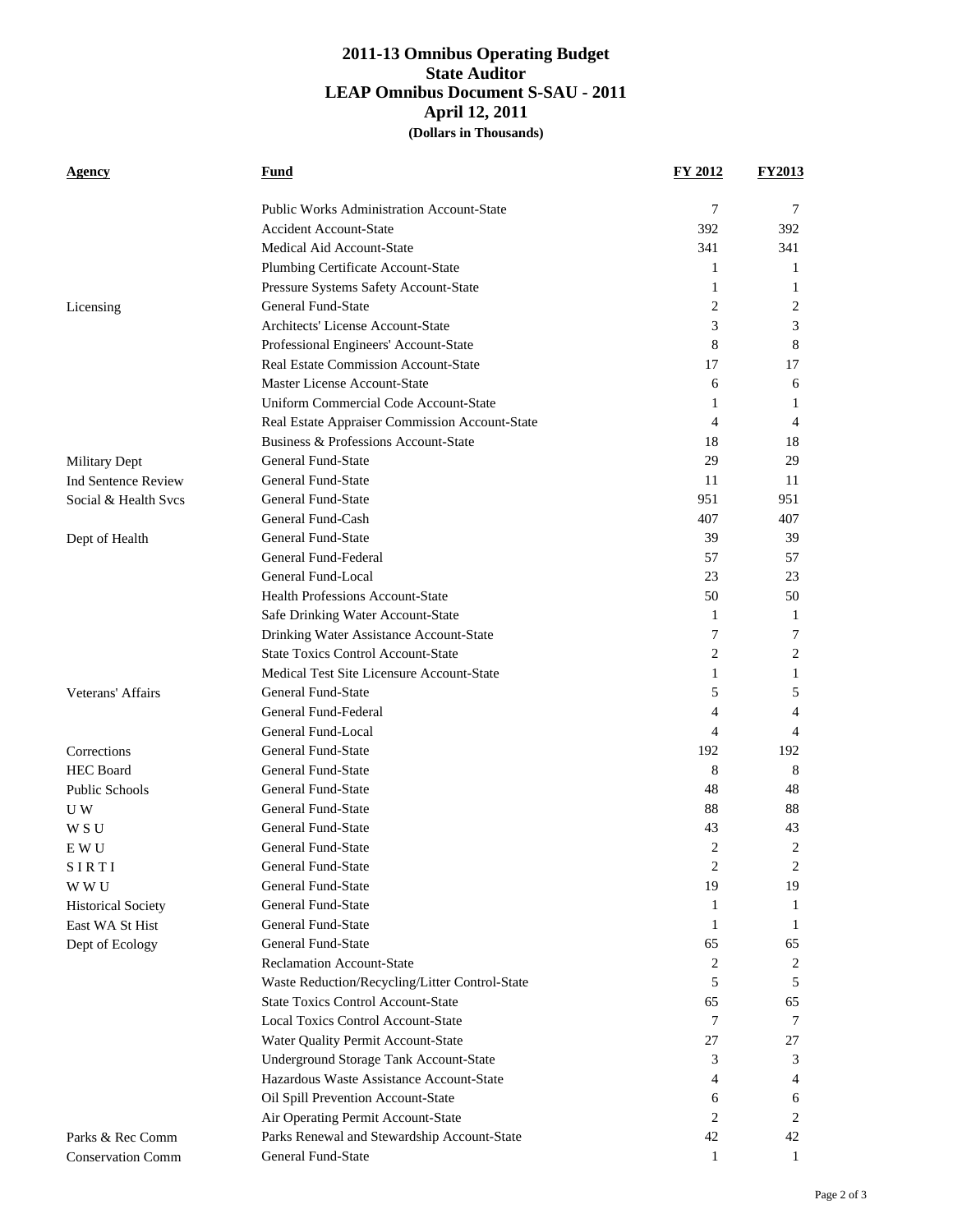# 2011-13 Omnibus Operating Budget
## State Auditor
## LEAP Omnibus Document S-SAU - 2011
## April 12, 2011
### (Dollars in Thousands)

| Agency | Fund | FY 2012 | FY2013 |
|---|---|---|---|
| | Public Works Administration Account-State | 7 | 7 |
| | Accident Account-State | 392 | 392 |
| | Medical Aid Account-State | 341 | 341 |
| | Plumbing Certificate Account-State | 1 | 1 |
| | Pressure Systems Safety Account-State | 1 | 1 |
| Licensing | General Fund-State | 2 | 2 |
| | Architects' License Account-State | 3 | 3 |
| | Professional Engineers' Account-State | 8 | 8 |
| | Real Estate Commission Account-State | 17 | 17 |
| | Master License Account-State | 6 | 6 |
| | Uniform Commercial Code Account-State | 1 | 1 |
| | Real Estate Appraiser Commission Account-State | 4 | 4 |
| | Business & Professions Account-State | 18 | 18 |
| Military Dept | General Fund-State | 29 | 29 |
| Ind Sentence Review | General Fund-State | 11 | 11 |
| Social & Health Svcs | General Fund-State | 951 | 951 |
| | General Fund-Cash | 407 | 407 |
| Dept of Health | General Fund-State | 39 | 39 |
| | General Fund-Federal | 57 | 57 |
| | General Fund-Local | 23 | 23 |
| | Health Professions Account-State | 50 | 50 |
| | Safe Drinking Water Account-State | 1 | 1 |
| | Drinking Water Assistance Account-State | 7 | 7 |
| | State Toxics Control Account-State | 2 | 2 |
| | Medical Test Site Licensure Account-State | 1 | 1 |
| Veterans' Affairs | General Fund-State | 5 | 5 |
| | General Fund-Federal | 4 | 4 |
| | General Fund-Local | 4 | 4 |
| Corrections | General Fund-State | 192 | 192 |
| HEC Board | General Fund-State | 8 | 8 |
| Public Schools | General Fund-State | 48 | 48 |
| U W | General Fund-State | 88 | 88 |
| W S U | General Fund-State | 43 | 43 |
| E W U | General Fund-State | 2 | 2 |
| S I R T I | General Fund-State | 2 | 2 |
| W W U | General Fund-State | 19 | 19 |
| Historical Society | General Fund-State | 1 | 1 |
| East WA St Hist | General Fund-State | 1 | 1 |
| Dept of Ecology | General Fund-State | 65 | 65 |
| | Reclamation Account-State | 2 | 2 |
| | Waste Reduction/Recycling/Litter Control-State | 5 | 5 |
| | State Toxics Control Account-State | 65 | 65 |
| | Local Toxics Control Account-State | 7 | 7 |
| | Water Quality Permit Account-State | 27 | 27 |
| | Underground Storage Tank Account-State | 3 | 3 |
| | Hazardous Waste Assistance Account-State | 4 | 4 |
| | Oil Spill Prevention Account-State | 6 | 6 |
| | Air Operating Permit Account-State | 2 | 2 |
| Parks & Rec Comm | Parks Renewal and Stewardship Account-State | 42 | 42 |
| Conservation Comm | General Fund-State | 1 | 1 |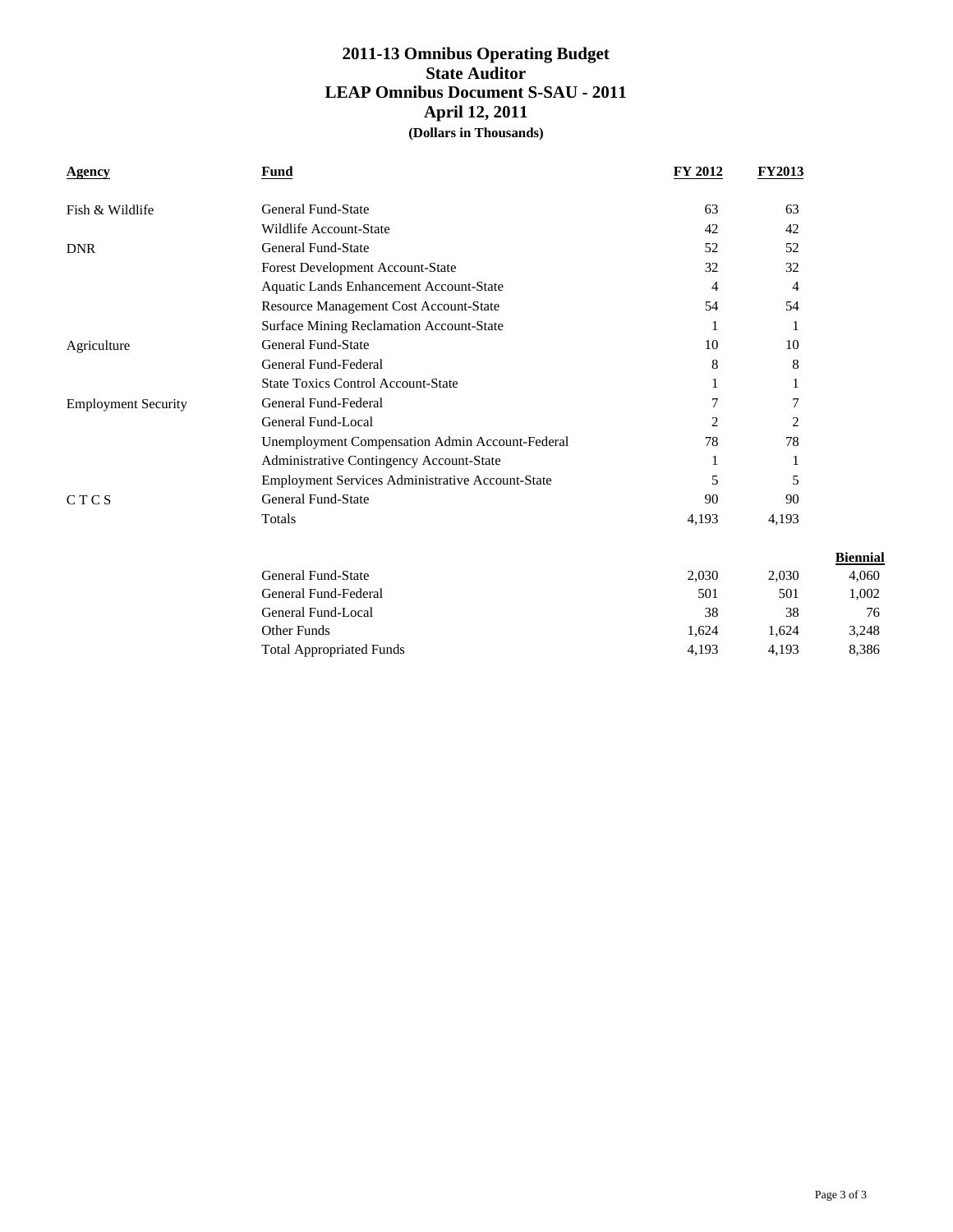# 2011-13 Omnibus Operating Budget
## State Auditor
## LEAP Omnibus Document S-SAU - 2011
## April 12, 2011
**(Dollars in Thousands)**

| Agency | Fund | FY 2012 | FY2013 | |
|---|---|---|---|---|
| Fish & Wildlife | General Fund-State | 63 | 63 | |
| | Wildlife Account-State | 42 | 42 | |
| DNR | General Fund-State | 52 | 52 | |
| | Forest Development Account-State | 32 | 32 | |
| | Aquatic Lands Enhancement Account-State | 4 | 4 | |
| | Resource Management Cost Account-State | 54 | 54 | |
| | Surface Mining Reclamation Account-State | 1 | 1 | |
| Agriculture | General Fund-State | 10 | 10 | |
| | General Fund-Federal | 8 | 8 | |
| | State Toxics Control Account-State | 1 | 1 | |
| Employment Security | General Fund-Federal | 7 | 7 | |
| | General Fund-Local | 2 | 2 | |
| | Unemployment Compensation Admin Account-Federal | 78 | 78 | |
| | Administrative Contingency Account-State | 1 | 1 | |
| | Employment Services Administrative Account-State | 5 | 5 | |
| C T C S | General Fund-State | 90 | 90 | |
| | Totals | 4,193 | 4,193 | |
| | | | | **Biennial** |
| | General Fund-State | 2,030 | 2,030 | 4,060 |
| | General Fund-Federal | 501 | 501 | 1,002 |
| | General Fund-Local | 38 | 38 | 76 |
| | Other Funds | 1,624 | 1,624 | 3,248 |
| | Total Appropriated Funds | 4,193 | 4,193 | 8,386 |